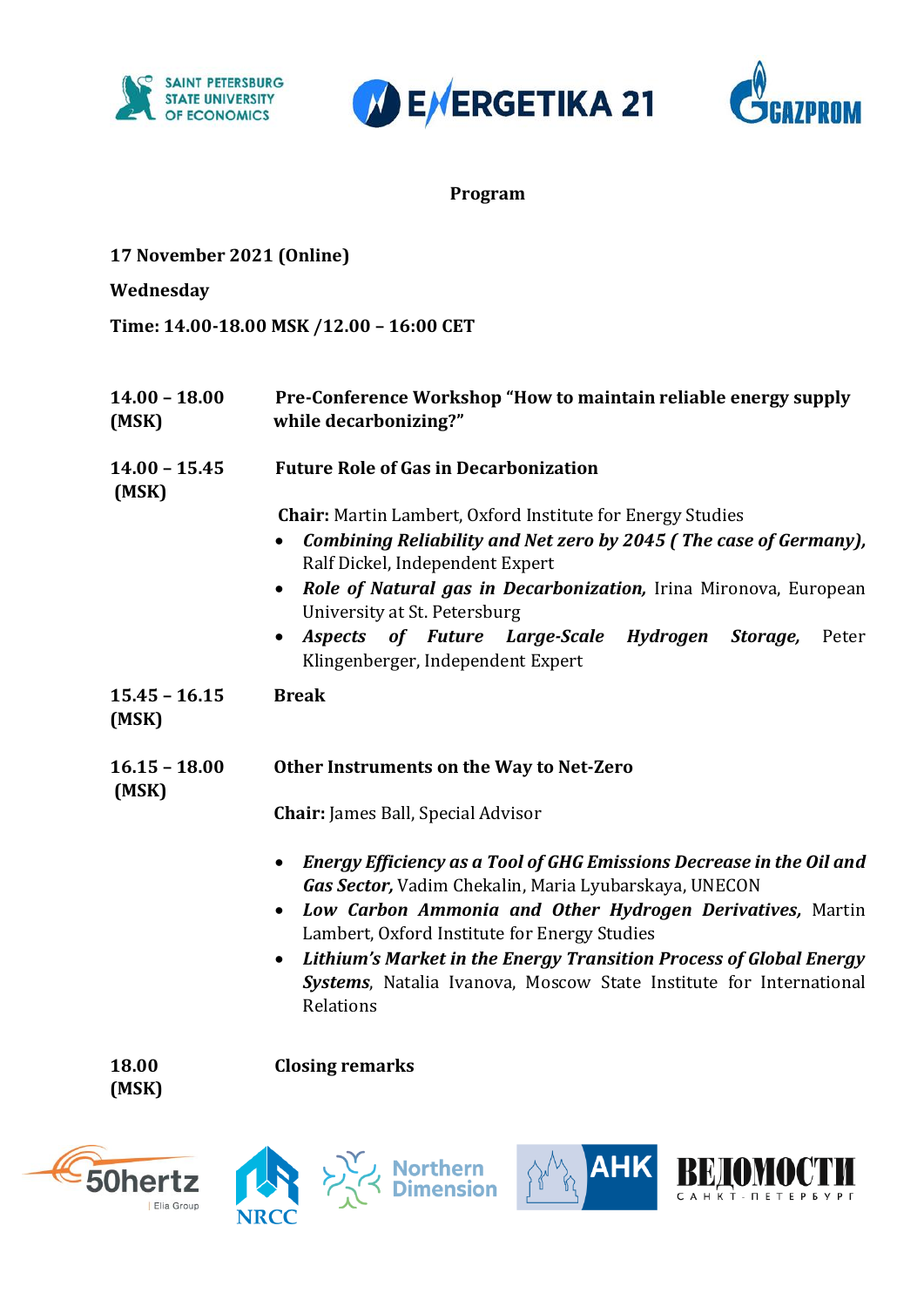# Program

**17 November 2021 (Online)**

**Wednesday**

**Time: 14.00-18.00 MSK /12.00 – 16:00 CET**

**14.00 – 18.00 (MSK)** — **Pre-Conference Workshop "How to maintain reliable energy supply while decarbonizing?"**

**14.00 – 15.45 (MSK)** — **Future Role of Gas in Decarbonization**

**Chair:** Martin Lambert, Oxford Institute for Energy Studies

- ***Combining Reliability and Net zero by 2045 ( The case of Germany),*** Ralf Dickel, Independent Expert
- ***Role of Natural gas in Decarbonization,*** Irina Mironova, European University at St. Petersburg
- ***Aspects of Future Large-Scale Hydrogen Storage,*** Peter Klingenberger, Independent Expert

**15.45 – 16.15 (MSK)** — **Break**

**16.15 – 18.00 (MSK)** — **Other Instruments on the Way to Net-Zero**

**Chair:** James Ball, Special Advisor

- ***Energy Efficiency as a Tool of GHG Emissions Decrease in the Oil and Gas Sector,*** Vadim Chekalin, Maria Lyubarskaya, UNECON
- ***Low Carbon Ammonia and Other Hydrogen Derivatives,*** Martin Lambert, Oxford Institute for Energy Studies
- ***Lithium's Market in the Energy Transition Process of Global Energy Systems***, Natalia Ivanova, Moscow State Institute for International Relations

**18.00 (MSK)** — **Closing remarks**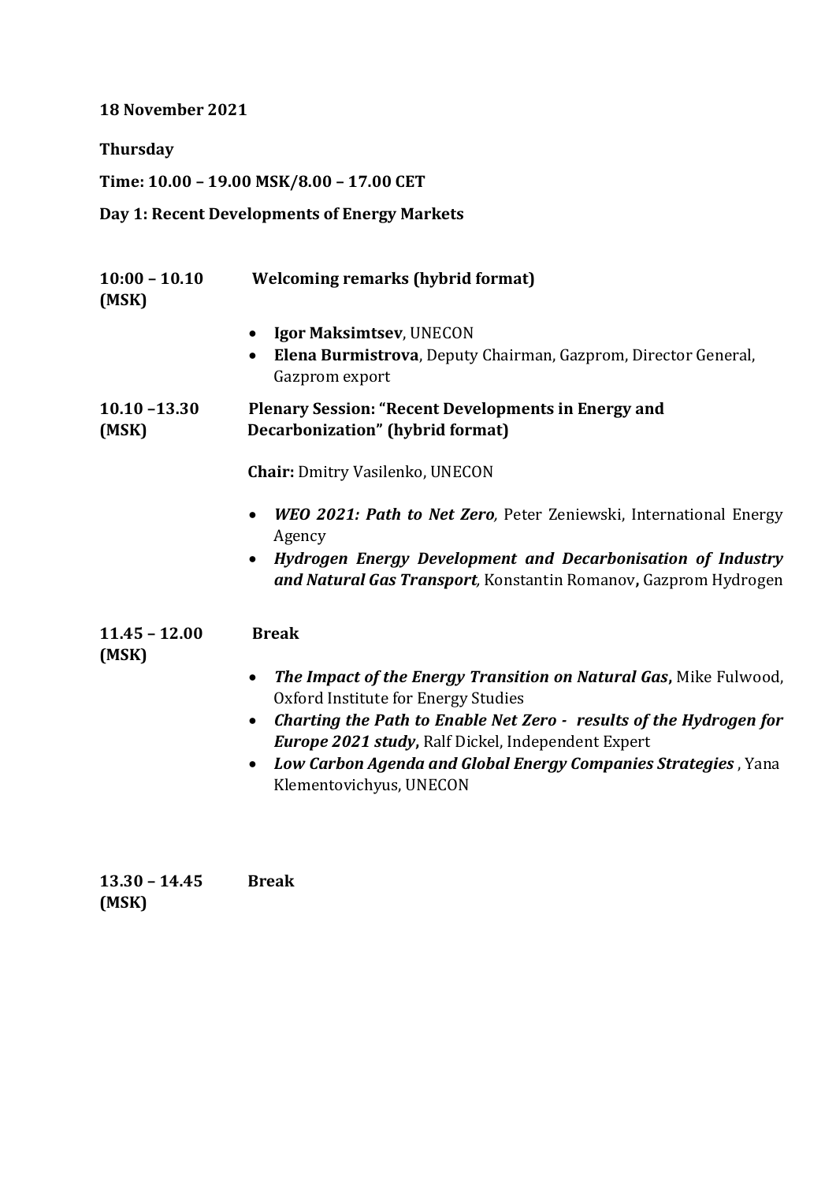**18 November 2021**

**Thursday**

**Time: 10.00 – 19.00 MSK/8.00 – 17.00 CET**

**Day 1: Recent Developments of Energy Markets**

**10:00 – 10.10 (MSK)** **Welcoming remarks (hybrid format)**

- **Igor Maksimtsev**, UNECON
- **Elena Burmistrova**, Deputy Chairman, Gazprom, Director General, Gazprom export

**10.10 –13.30 (MSK)** **Plenary Session: "Recent Developments in Energy and Decarbonization" (hybrid format)**

**Chair:** Dmitry Vasilenko, UNECON

- ***WEO 2021: Path to Net Zero,*** Peter Zeniewski, International Energy Agency
- ***Hydrogen Energy Development and Decarbonisation of Industry and Natural Gas Transport,*** Konstantin Romanov**,** Gazprom Hydrogen

**11.45 – 12.00 (MSK)** **Break**

- ***The Impact of the Energy Transition on Natural Gas*,** Mike Fulwood, Oxford Institute for Energy Studies
- ***Charting the Path to Enable Net Zero - results of the Hydrogen for Europe 2021 study*,** Ralf Dickel, Independent Expert
- ***Low Carbon Agenda and Global Energy Companies Strategies*** , Yana Klementovichyus, UNECON

**13.30 – 14.45 (MSK)** **Break**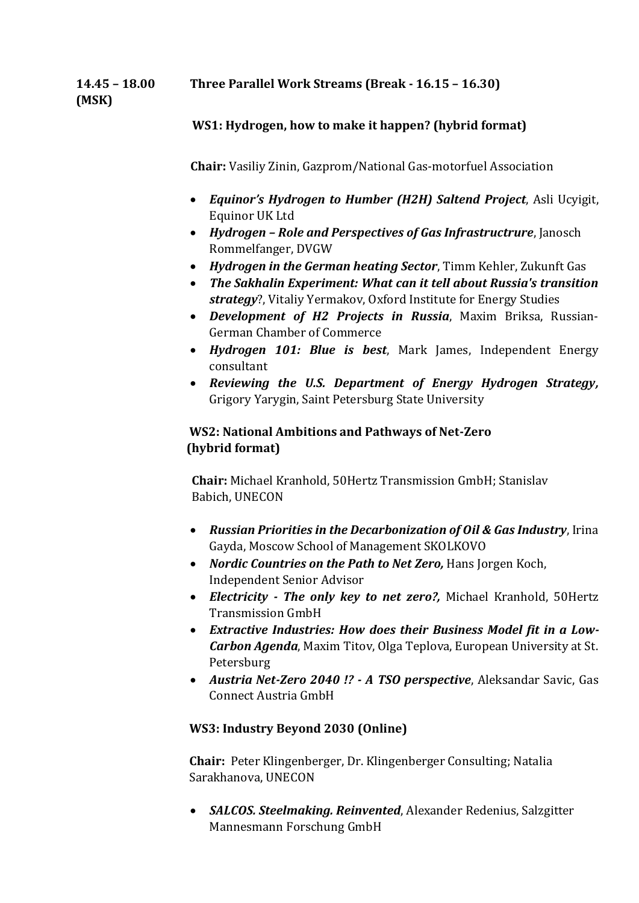**14.45 – 18.00 (MSK)** **Three Parallel Work Streams (Break - 16.15 – 16.30)**

**WS1: Hydrogen, how to make it happen? (hybrid format)**

**Chair:** Vasiliy Zinin, Gazprom/National Gas-motorfuel Association

- ***Equinor's Hydrogen to Humber (H2H) Saltend Project***, Asli Ucyigit, Equinor UK Ltd
- ***Hydrogen – Role and Perspectives of Gas Infrastructrure***, Janosch Rommelfanger, DVGW
- ***Hydrogen in the German heating Sector***, Timm Kehler, Zukunft Gas
- ***The Sakhalin Experiment: What can it tell about Russia's transition strategy***?, Vitaliy Yermakov, Oxford Institute for Energy Studies
- ***Development of H2 Projects in Russia***, Maxim Briksa, Russian-German Chamber of Commerce
- ***Hydrogen 101: Blue is best***, Mark James, Independent Energy consultant
- ***Reviewing the U.S. Department of Energy Hydrogen Strategy,*** Grigory Yarygin, Saint Petersburg State University

**WS2: National Ambitions and Pathways of Net-Zero (hybrid format)**

**Chair:** Michael Kranhold, 50Hertz Transmission GmbH; Stanislav Babich, UNECON

- ***Russian Priorities in the Decarbonization of Oil & Gas Industry***, Irina Gayda, Moscow School of Management SKOLKOVO
- ***Nordic Countries on the Path to Net Zero,*** Hans Jorgen Koch, Independent Senior Advisor
- ***Electricity - The only key to net zero?,*** Michael Kranhold, 50Hertz Transmission GmbH
- ***Extractive Industries: How does their Business Model fit in a Low-Carbon Agenda***, Maxim Titov, Olga Teplova, European University at St. Petersburg
- ***Austria Net-Zero 2040 !? - A TSO perspective***, Aleksandar Savic, Gas Connect Austria GmbH

**WS3: Industry Beyond 2030 (Online)**

**Chair:** Peter Klingenberger, Dr. Klingenberger Consulting; Natalia Sarakhanova, UNECON

- ***SALCOS. Steelmaking. Reinvented***, Alexander Redenius, Salzgitter Mannesmann Forschung GmbH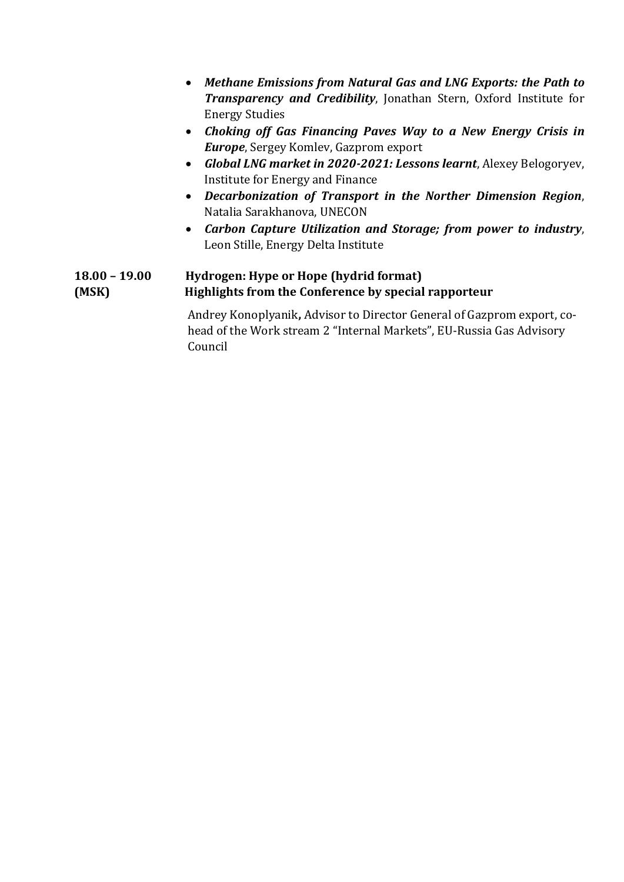- ***Methane Emissions from Natural Gas and LNG Exports: the Path to Transparency and Credibility***, Jonathan Stern, Oxford Institute for Energy Studies
- ***Choking off Gas Financing Paves Way to a New Energy Crisis in Europe***, Sergey Komlev, Gazprom export
- ***Global LNG market in 2020-2021: Lessons learnt***, Alexey Belogoryev, Institute for Energy and Finance
- ***Decarbonization of Transport in the Norther Dimension Region***, Natalia Sarakhanova, UNECON
- ***Carbon Capture Utilization and Storage; from power to industry***, Leon Stille, Energy Delta Institute

**18.00 – 19.00 (MSK)** **Hydrogen: Hype or Hope (hydrid format)**
**Highlights from the Conference by special rapporteur**

Andrey Konoplyanik**,** Advisor to Director General of Gazprom export, co-head of the Work stream 2 "Internal Markets", EU-Russia Gas Advisory Council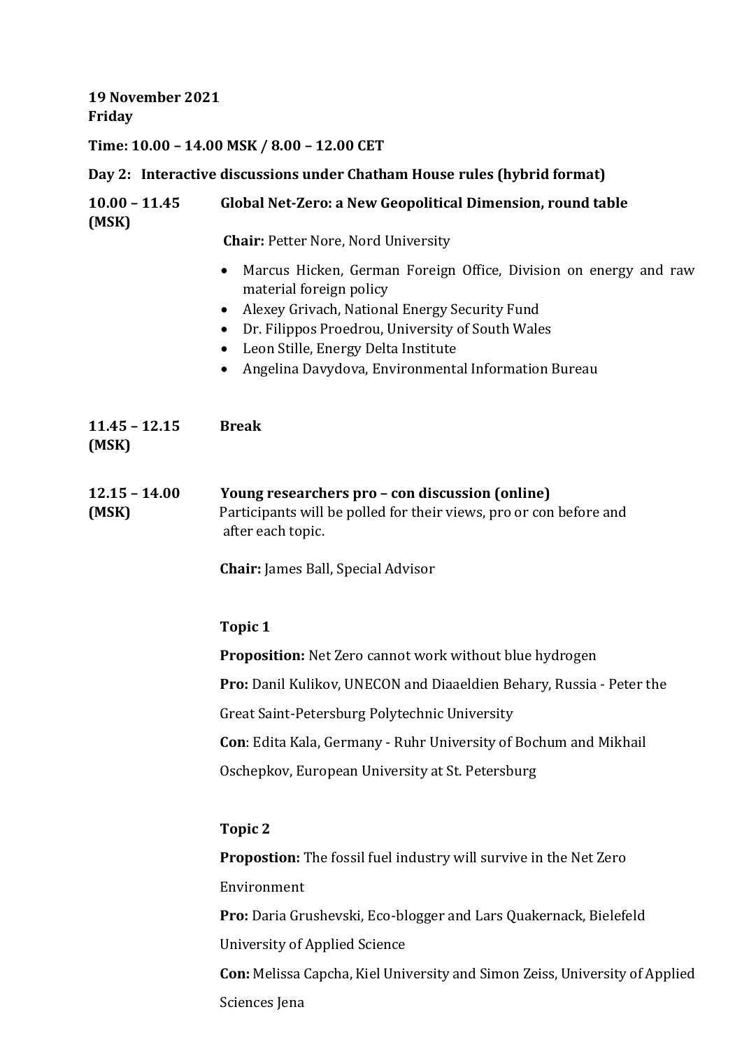**19 November 2021**
**Friday**

**Time: 10.00 – 14.00 MSK / 8.00 – 12.00 CET**

**Day 2: Interactive discussions under Chatham House rules (hybrid format)**

**10.00 – 11.45 (MSK)** **Global Net-Zero: a New Geopolitical Dimension, round table**

**Chair:** Petter Nore, Nord University

- Marcus Hicken, German Foreign Office, Division on energy and raw material foreign policy
- Alexey Grivach, National Energy Security Fund
- Dr. Filippos Proedrou, University of South Wales
- Leon Stille, Energy Delta Institute
- Angelina Davydova, Environmental Information Bureau

**11.45 – 12.15 (MSK)** **Break**

**12.15 – 14.00 (MSK)** **Young researchers pro – con discussion (online)**

Participants will be polled for their views, pro or con before and after each topic.

**Chair:** James Ball, Special Advisor

**Topic 1**

**Proposition:** Net Zero cannot work without blue hydrogen

**Pro:** Danil Kulikov, UNECON and Diaaeldien Behary, Russia - Peter the Great Saint-Petersburg Polytechnic University

**Con**: Edita Kala, Germany - Ruhr University of Bochum and Mikhail Oschepkov, European University at St. Petersburg

**Topic 2**

**Propostion:** The fossil fuel industry will survive in the Net Zero Environment

**Pro:** Daria Grushevski, Eco-blogger and Lars Quakernack, Bielefeld University of Applied Science

**Con:** Melissa Capcha, Kiel University and Simon Zeiss, University of Applied Sciences Jena